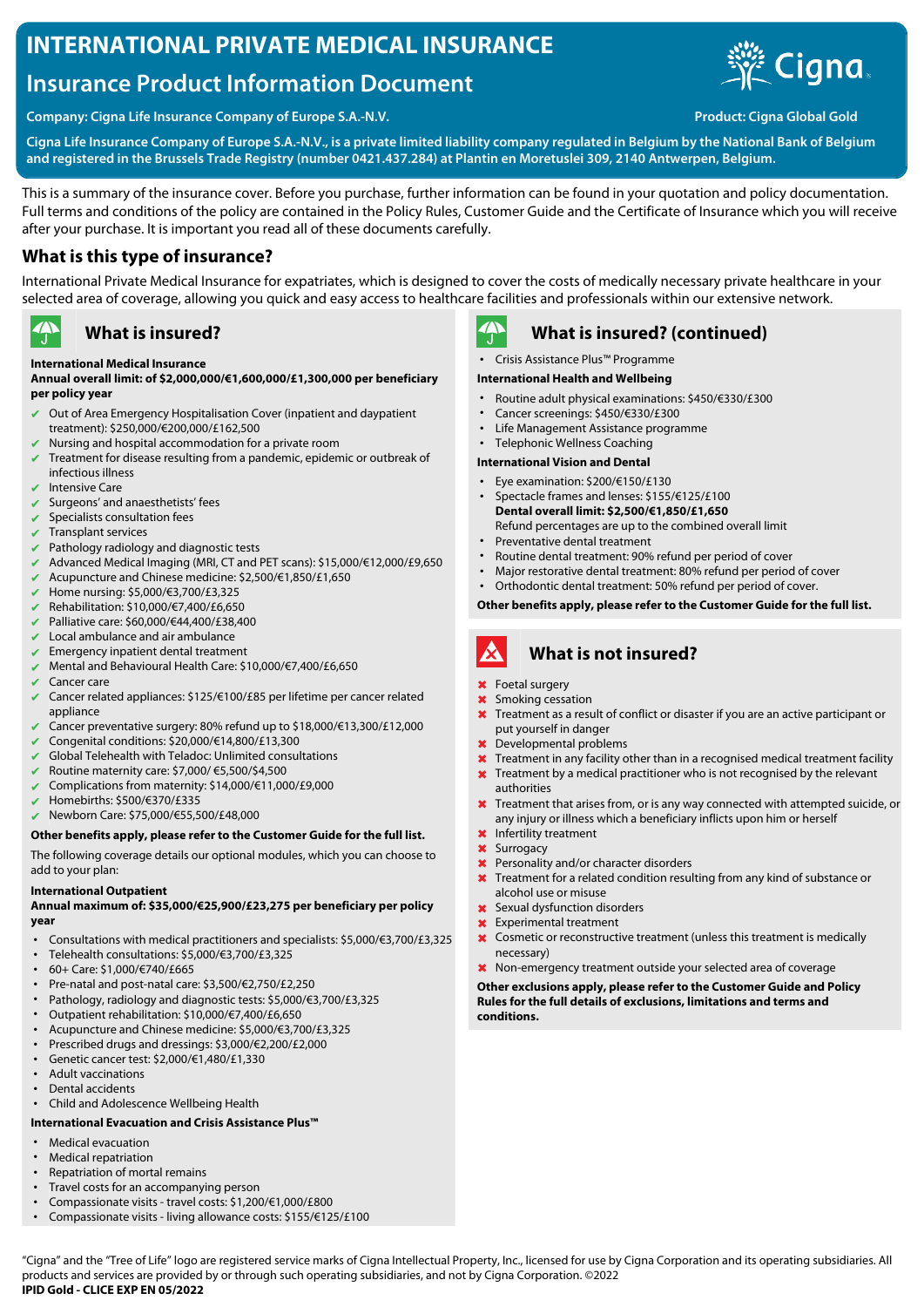# INTERNATIONAL PRIVATE MEDICAL INSURANCE

## Insurance Product Information Document

**Company: Cigna Life Insurance Company of Europe S.A.-N.V.** **Product: Cigna Global Gold**

**Cigna Life Insurance Company of Europe S.A.-N.V., is a private limited liability company regulated in Belgium by the National Bank of Belgium and registered in the Brussels Trade Registry (number 0421.437.284) at Plantin en Moretuslei 309, 2140 Antwerpen, Belgium.**

This is a summary of the insurance cover. Before you purchase, further information can be found in your quotation and policy documentation. Full terms and conditions of the policy are contained in the Policy Rules, Customer Guide and the Certificate of Insurance which you will receive after your purchase. It is important you read all of these documents carefully.

## What is this type of insurance?

International Private Medical Insurance for expatriates, which is designed to cover the costs of medically necessary private healthcare in your selected area of coverage, allowing you quick and easy access to healthcare facilities and professionals within our extensive network.

## What is insured?

**International Medical Insurance**

**Annual overall limit: of $2,000,000/€1,600,000/£1,300,000 per beneficiary per policy year**

- ✔ Out of Area Emergency Hospitalisation Cover (inpatient and daypatient treatment): $250,000/€200,000/£162,500
- ✔ Nursing and hospital accommodation for a private room
- ✔ Treatment for disease resulting from a pandemic, epidemic or outbreak of infectious illness
- ✔ Intensive Care
- ✔ Surgeons' and anaesthetists' fees
- ✔ Specialists consultation fees
- ✔ Transplant services
- ✔ Pathology radiology and diagnostic tests
- ✔ Advanced Medical Imaging (MRI, CT and PET scans): $15,000/€12,000/£9,650
- ✔ Acupuncture and Chinese medicine: $2,500/€1,850/£1,650
- ✔ Home nursing: $5,000/€3,700/£3,325
- ✔ Rehabilitation: $10,000/€7,400/£6,650
- ✔ Palliative care: $60,000/€44,400/£38,400
- ✔ Local ambulance and air ambulance
- ✔ Emergency inpatient dental treatment
- ✔ Mental and Behavioural Health Care: $10,000/€7,400/£6,650
- ✔ Cancer care
- ✔ Cancer related appliances: $125/€100/£85 per lifetime per cancer related appliance
- ✔ Cancer preventative surgery: 80% refund up to $18,000/€13,300/£12,000
- ✔ Congenital conditions: $20,000/€14,800/£13,300
- ✔ Global Telehealth with Teladoc: Unlimited consultations
- ✔ Routine maternity care: $7,000/ €5,500/$4,500
- ✔ Complications from maternity: $14,000/€11,000/£9,000
- ✔ Homebirths: $500/€370/£335
- ✔ Newborn Care: $75,000/€55,500/£48,000

**Other benefits apply, please refer to the Customer Guide for the full list.**

The following coverage details our optional modules, which you can choose to add to your plan:

**International Outpatient**

**Annual maximum of: $35,000/€25,900/£23,275 per beneficiary per policy year**

- Consultations with medical practitioners and specialists: $5,000/€3,700/£3,325
- Telehealth consultations: $5,000/€3,700/£3,325
- 60+ Care: $1,000/€740/£665
- Pre-natal and post-natal care: $3,500/€2,750/£2,250
- Pathology, radiology and diagnostic tests: $5,000/€3,700/£3,325
- Outpatient rehabilitation: $10,000/€7,400/£6,650
- Acupuncture and Chinese medicine: $5,000/€3,700/£3,325
- Prescribed drugs and dressings: $3,000/€2,200/£2,000
- Genetic cancer test: $2,000/€1,480/£1,330
- Adult vaccinations
- Dental accidents
- Child and Adolescence Wellbeing Health

**International Evacuation and Crisis Assistance Plus™**

- Medical evacuation
- Medical repatriation
- Repatriation of mortal remains
- Travel costs for an accompanying person
- Compassionate visits - travel costs: $1,200/€1,000/£800
- Compassionate visits - living allowance costs: $155/€125/£100

## What is insured? (continued)

- Crisis Assistance Plus™ Programme

**International Health and Wellbeing**

- Routine adult physical examinations: $450/€330/£300
- Cancer screenings: $450/€330/£300
- Life Management Assistance programme
- Telephonic Wellness Coaching

**International Vision and Dental**

- Eye examination: $200/€150/£130
- Spectacle frames and lenses: $155/€125/£100

  **Dental overall limit: $2,500/€1,850/£1,650**

  Refund percentages are up to the combined overall limit
- Preventative dental treatment
- Routine dental treatment: 90% refund per period of cover
- Major restorative dental treatment: 80% refund per period of cover
- Orthodontic dental treatment: 50% refund per period of cover.

**Other benefits apply, please refer to the Customer Guide for the full list.**

## What is not insured?

- ✖ Foetal surgery
- ✖ Smoking cessation
- ✖ Treatment as a result of conflict or disaster if you are an active participant or put yourself in danger
- ✖ Developmental problems
- ✖ Treatment in any facility other than in a recognised medical treatment facility
- ✖ Treatment by a medical practitioner who is not recognised by the relevant authorities
- ✖ Treatment that arises from, or is any way connected with attempted suicide, or any injury or illness which a beneficiary inflicts upon him or herself
- ✖ Infertility treatment
- ✖ Surrogacy
- ✖ Personality and/or character disorders
- ✖ Treatment for a related condition resulting from any kind of substance or alcohol use or misuse
- ✖ Sexual dysfunction disorders
- ✖ Experimental treatment
- ✖ Cosmetic or reconstructive treatment (unless this treatment is medically necessary)
- ✖ Non-emergency treatment outside your selected area of coverage

**Other exclusions apply, please refer to the Customer Guide and Policy Rules for the full details of exclusions, limitations and terms and conditions.**

"Cigna" and the "Tree of Life" logo are registered service marks of Cigna Intellectual Property, Inc., licensed for use by Cigna Corporation and its operating subsidiaries. All products and services are provided by or through such operating subsidiaries, and not by Cigna Corporation. ©2022

**IPID Gold - CLICE EXP EN 05/2022**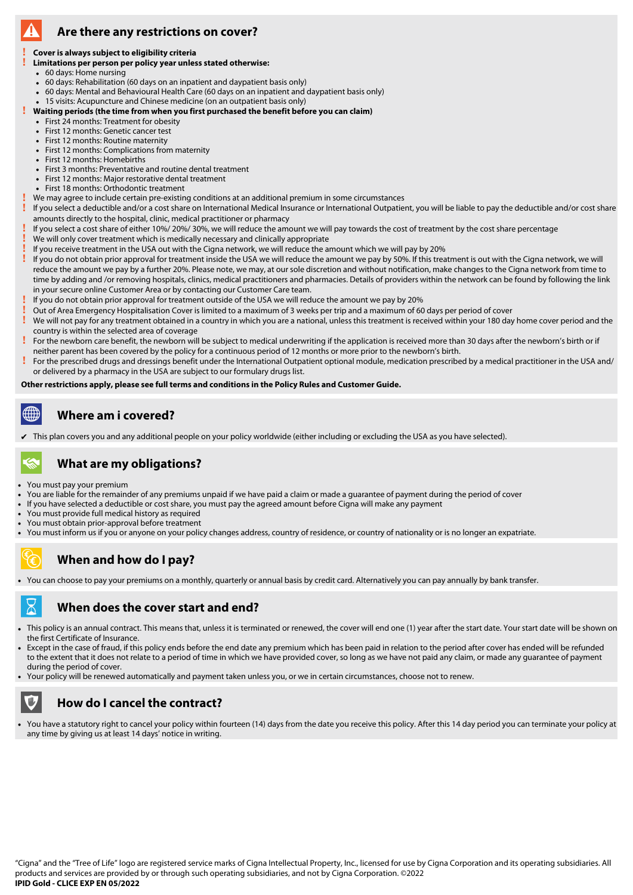## Are there any restrictions on cover?

- **Cover is always subject to eligibility criteria**
- **Limitations per person per policy year unless stated otherwise:**
  - 60 days: Home nursing
  - 60 days: Rehabilitation (60 days on an inpatient and daypatient basis only)
  - 60 days: Mental and Behavioural Health Care (60 days on an inpatient and daypatient basis only)
  - 15 visits: Acupuncture and Chinese medicine (on an outpatient basis only)
- **Waiting periods (the time from when you first purchased the benefit before you can claim)**
  - First 24 months: Treatment for obesity
  - First 12 months: Genetic cancer test
  - First 12 months: Routine maternity
  - First 12 months: Complications from maternity
  - First 12 months: Homebirths
  - First 3 months: Preventative and routine dental treatment
  - First 12 months: Major restorative dental treatment
  - First 18 months: Orthodontic treatment
- We may agree to include certain pre-existing conditions at an additional premium in some circumstances
- If you select a deductible and/or a cost share on International Medical Insurance or International Outpatient, you will be liable to pay the deductible and/or cost share amounts directly to the hospital, clinic, medical practitioner or pharmacy
- If you select a cost share of either 10%/ 20%/ 30%, we will reduce the amount we will pay towards the cost of treatment by the cost share percentage
- We will only cover treatment which is medically necessary and clinically appropriate
- If you receive treatment in the USA out with the Cigna network, we will reduce the amount which we will pay by 20%
- If you do not obtain prior approval for treatment inside the USA we will reduce the amount we pay by 50%. If this treatment is out with the Cigna network, we will reduce the amount we pay by a further 20%. Please note, we may, at our sole discretion and without notification, make changes to the Cigna network from time to time by adding and /or removing hospitals, clinics, medical practitioners and pharmacies. Details of providers within the network can be found by following the link in your secure online Customer Area or by contacting our Customer Care team.
- If you do not obtain prior approval for treatment outside of the USA we will reduce the amount we pay by 20%
- Out of Area Emergency Hospitalisation Cover is limited to a maximum of 3 weeks per trip and a maximum of 60 days per period of cover
- We will not pay for any treatment obtained in a country in which you are a national, unless this treatment is received within your 180 day home cover period and the country is within the selected area of coverage
- For the newborn care benefit, the newborn will be subject to medical underwriting if the application is received more than 30 days after the newborn's birth or if neither parent has been covered by the policy for a continuous period of 12 months or more prior to the newborn's birth.
- For the prescribed drugs and dressings benefit under the International Outpatient optional module, medication prescribed by a medical practitioner in the USA and/ or delivered by a pharmacy in the USA are subject to our formulary drugs list.

**Other restrictions apply, please see full terms and conditions in the Policy Rules and Customer Guide.**

## Where am i covered?

✔ This plan covers you and any additional people on your policy worldwide (either including or excluding the USA as you have selected).

## What are my obligations?

- You must pay your premium
- You are liable for the remainder of any premiums unpaid if we have paid a claim or made a guarantee of payment during the period of cover
- If you have selected a deductible or cost share, you must pay the agreed amount before Cigna will make any payment
- You must provide full medical history as required
- You must obtain prior-approval before treatment
- You must inform us if you or anyone on your policy changes address, country of residence, or country of nationality or is no longer an expatriate.

## When and how do I pay?

- You can choose to pay your premiums on a monthly, quarterly or annual basis by credit card. Alternatively you can pay annually by bank transfer.

## When does the cover start and end?

- This policy is an annual contract. This means that, unless it is terminated or renewed, the cover will end one (1) year after the start date. Your start date will be shown on the first Certificate of Insurance.
- Except in the case of fraud, if this policy ends before the end date any premium which has been paid in relation to the period after cover has ended will be refunded to the extent that it does not relate to a period of time in which we have provided cover, so long as we have not paid any claim, or made any guarantee of payment during the period of cover.
- Your policy will be renewed automatically and payment taken unless you, or we in certain circumstances, choose not to renew.

## How do I cancel the contract?

- You have a statutory right to cancel your policy within fourteen (14) days from the date you receive this policy. After this 14 day period you can terminate your policy at any time by giving us at least 14 days' notice in writing.

"Cigna" and the "Tree of Life" logo are registered service marks of Cigna Intellectual Property, Inc., licensed for use by Cigna Corporation and its operating subsidiaries. All products and services are provided by or through such operating subsidiaries, and not by Cigna Corporation. ©2022

**IPID Gold - CLICE EXP EN 05/2022**